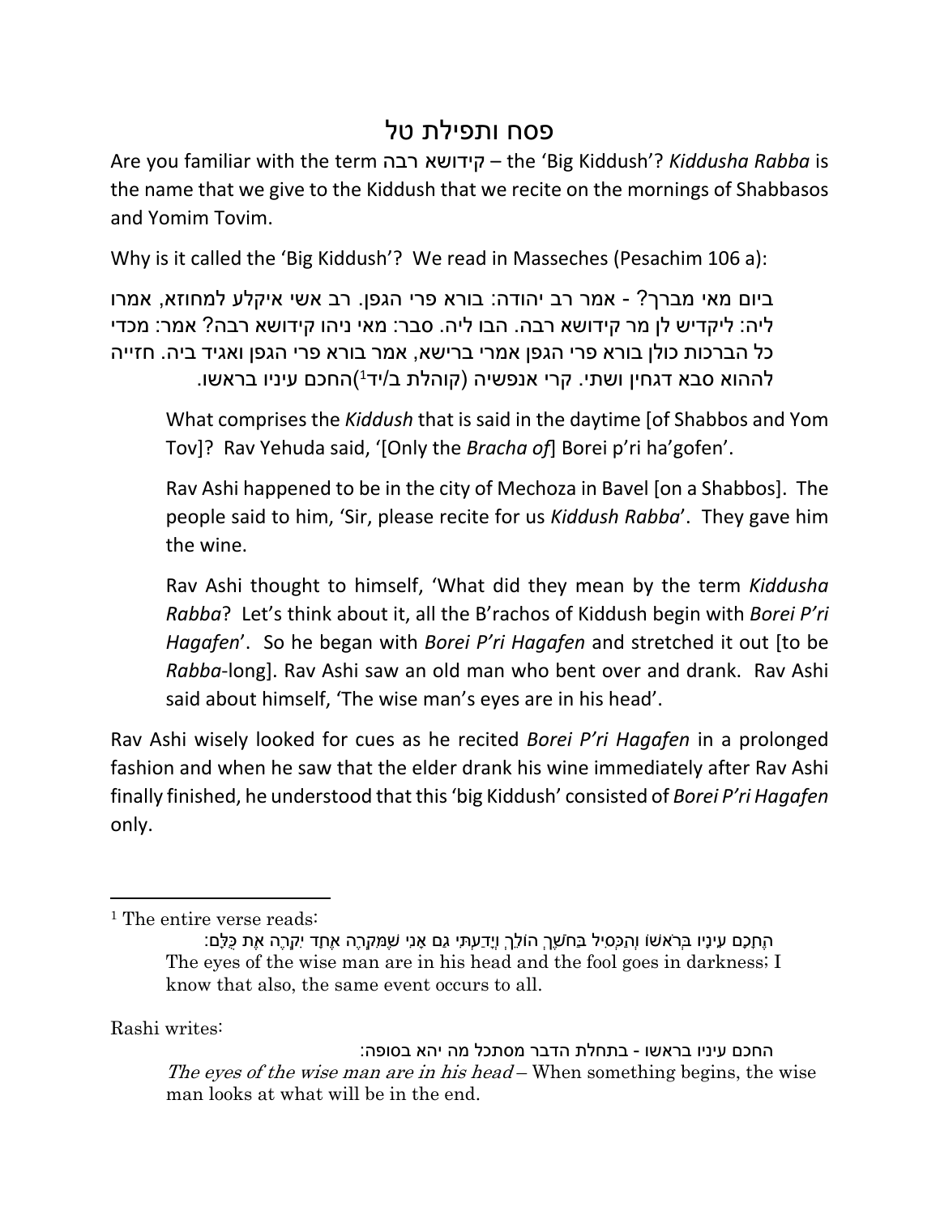# פסח ותפילת טל

Are you familiar with the term קידושא רבה – the 'Big Kiddush'? *Kiddusha Rabba* is the name that we give to the Kiddush that we recite on the mornings of Shabbasos and Yomim Tovim.

Why is it called the 'Big Kiddush'? We read in Masseches (Pesachim 106 a):

ביום מאי מברך? - אמר רב יהודה: בורא פרי הגפן. רב אשי איקלע למחוזא, אמרו ליה: ליקדיש לן מר קידושא רבה. הבו ליה. סבר: מאי ניהו קידושא רבה? אמר: מכדי כל הברכות כולן בורא פרי הגפן אמרי ברישא, אמר בורא פרי הגפן ואגיד ביה. חזייה להההוא סבא דגחין ושתי. קרי אנפשיה (קוהלת ב/יד[1])החכם עיניו בראשו.

> What comprises the *Kiddush* that is said in the daytime [of Shabbos and Yom Tov]? Rav Yehuda said, '[Only the *Bracha of*] Borei p'ri ha'gofen'.
>
> Rav Ashi happened to be in the city of Mechoza in Bavel [on a Shabbos]. The people said to him, 'Sir, please recite for us *Kiddush Rabba*'. They gave him the wine.
>
> Rav Ashi thought to himself, 'What did they mean by the term *Kiddusha Rabba*? Let's think about it, all the B'rachos of Kiddush begin with *Borei P'ri Hagafen*'. So he began with *Borei P'ri Hagafen* and stretched it out [to be *Rabba*-long]. Rav Ashi saw an old man who bent over and drank. Rav Ashi said about himself, 'The wise man's eyes are in his head'.

Rav Ashi wisely looked for cues as he recited *Borei P'ri Hagafen* in a prolonged fashion and when he saw that the elder drank his wine immediately after Rav Ashi finally finished, he understood that this 'big Kiddush' consisted of *Borei P'ri Hagafen* only.

---

[1] The entire verse reads:

> הֶחָכָם עֵינָיו בְּרֹאשׁוֹ וְהַכְּסִיל בַּחֹשֶׁךְ הוֹלֵךְ וְיָדַעְתִּי גַם אָנִי שֶׁמִּקְרֶה אֶחָד יִקְרֶה אֶת כֻּלָּם:
>
> The eyes of the wise man are in his head and the fool goes in darkness; I know that also, the same event occurs to all.

Rashi writes:

> החכם עיניו בראשו - בתחלת הדבר מסתכל מה יהא בסופה:
>
> *The eyes of the wise man are in his head* – When something begins, the wise man looks at what will be in the end.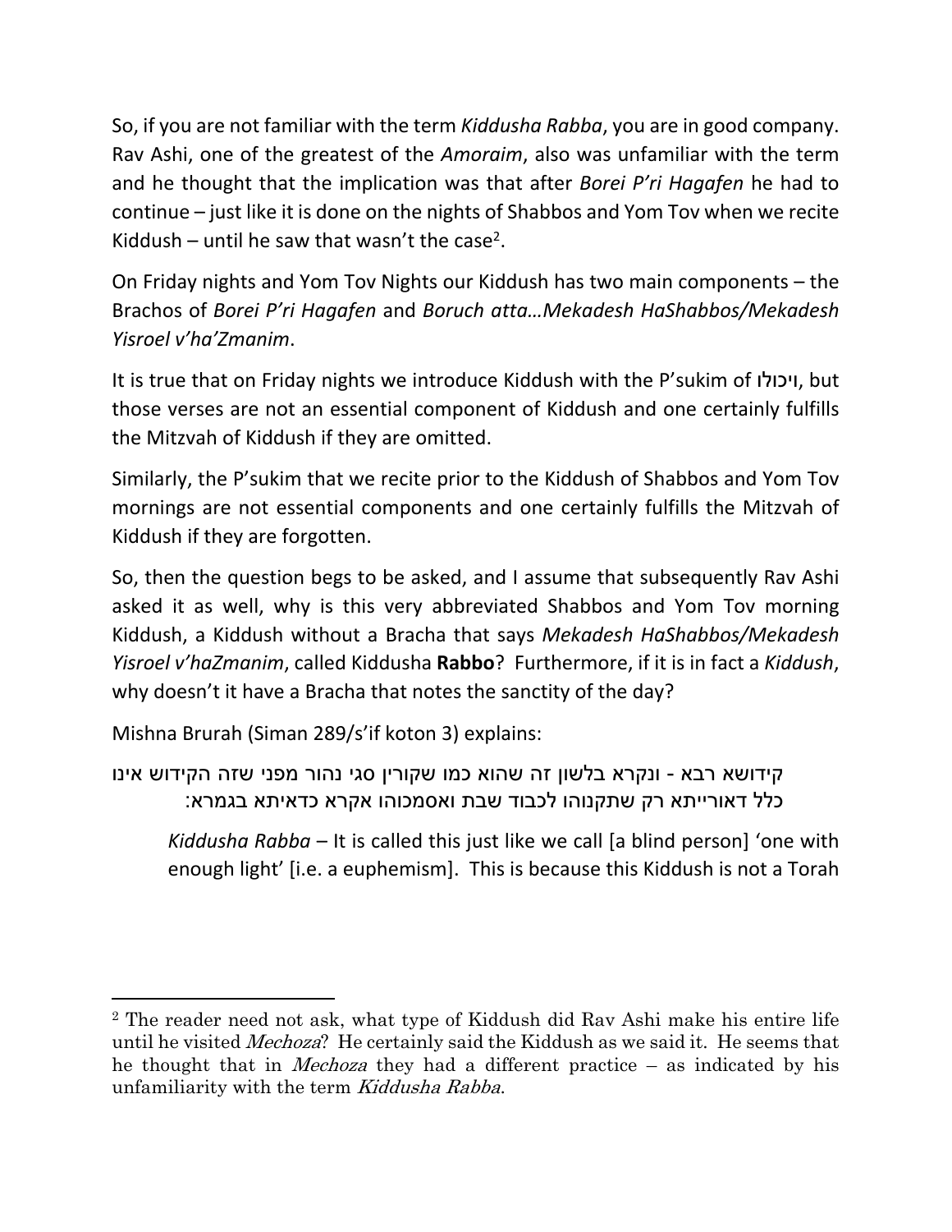So, if you are not familiar with the term *Kiddusha Rabba*, you are in good company. Rav Ashi, one of the greatest of the *Amoraim*, also was unfamiliar with the term and he thought that the implication was that after *Borei P'ri Hagafen* he had to continue – just like it is done on the nights of Shabbos and Yom Tov when we recite Kiddush – until he saw that wasn't the case[2].

On Friday nights and Yom Tov Nights our Kiddush has two main components – the Brachos of *Borei P'ri Hagafen* and *Boruch atta…Mekadesh HaShabbos/Mekadesh Yisroel v'ha'Zmanim*.

It is true that on Friday nights we introduce Kiddush with the P'sukim of ויכולו, but those verses are not an essential component of Kiddush and one certainly fulfills the Mitzvah of Kiddush if they are omitted.

Similarly, the P'sukim that we recite prior to the Kiddush of Shabbos and Yom Tov mornings are not essential components and one certainly fulfills the Mitzvah of Kiddush if they are forgotten.

So, then the question begs to be asked, and I assume that subsequently Rav Ashi asked it as well, why is this very abbreviated Shabbos and Yom Tov morning Kiddush, a Kiddush without a Bracha that says *Mekadesh HaShabbos/Mekadesh Yisroel v'haZmanim*, called Kiddusha **Rabbo**? Furthermore, if it is in fact a *Kiddush*, why doesn't it have a Bracha that notes the sanctity of the day?

Mishna Brurah (Siman 289/s'if koton 3) explains:

> קידושא רבא - ונקרא בלשון זה שהוא כמו שקורין סגי נהור מפני שזה הקידוש אינו כלל דאורייתא רק שתקנוהו לכבוד שבת ואסמכוהו אקרא כדאיתא בגמרא:
>
> *Kiddusha Rabba* – It is called this just like we call [a blind person] 'one with enough light' [i.e. a euphemism]. This is because this Kiddush is not a Torah

---

[2] The reader need not ask, what type of Kiddush did Rav Ashi make his entire life until he visited *Mechoza*? He certainly said the Kiddush as we said it. He seems that he thought that in *Mechoza* they had a different practice – as indicated by his unfamiliarity with the term *Kiddusha Rabba*.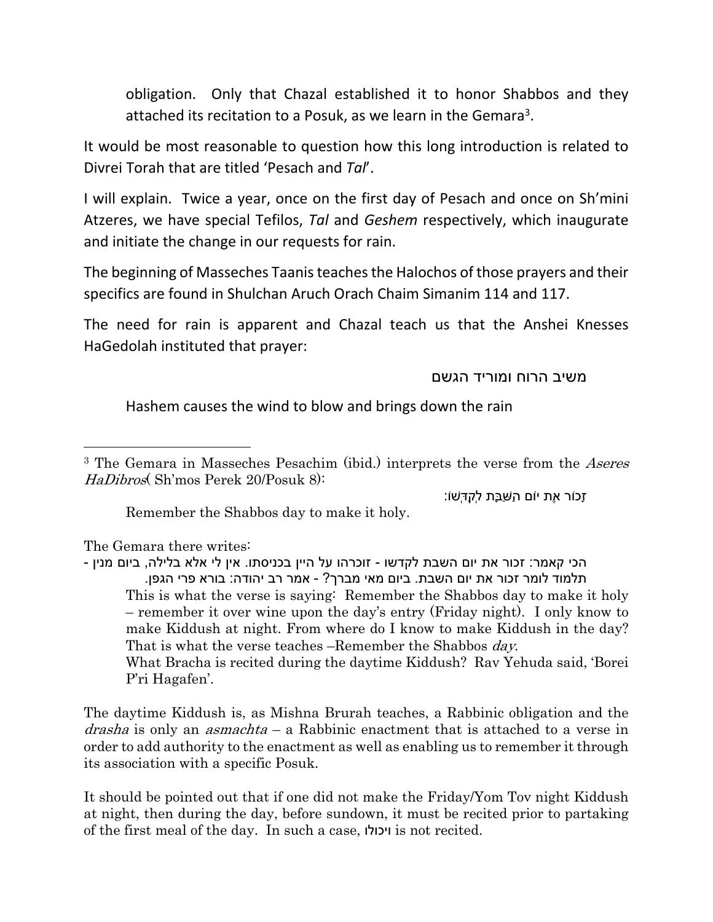obligation. Only that Chazal established it to honor Shabbos and they attached its recitation to a Posuk, as we learn in the Gemara[3].

It would be most reasonable to question how this long introduction is related to Divrei Torah that are titled 'Pesach and *Tal*'.

I will explain. Twice a year, once on the first day of Pesach and once on Sh'mini Atzeres, we have special Tefilos, *Tal* and *Geshem* respectively, which inaugurate and initiate the change in our requests for rain.

The beginning of Masseches Taanis teaches the Halochos of those prayers and their specifics are found in Shulchan Aruch Orach Chaim Simanim 114 and 117.

The need for rain is apparent and Chazal teach us that the Anshei Knesses HaGedolah instituted that prayer:

משיב הרוח ומוריד הגשם

Hashem causes the wind to blow and brings down the rain

---

[3] The Gemara in Masseches Pesachim (ibid.) interprets the verse from the *Aseres HaDibros*( Sh'mos Perek 20/Posuk 8):

זָכוֹר אֶת יוֹם הַשַּׁבָּת לְקַדְּשׁוֹ:

Remember the Shabbos day to make it holy.

The Gemara there writes:

הכי קאמר: זכור את יום השבת לקדשו - זוכרהו על היין בכניסתו. אין לי אלא בלילה, ביום מנין - תלמוד לומר זכור את יום השבת. ביום מאי מברך? - אמר רב יהודה: בורא פרי הגפן.

This is what the verse is saying: Remember the Shabbos day to make it holy – remember it over wine upon the day's entry (Friday night). I only know to make Kiddush at night. From where do I know to make Kiddush in the day? That is what the verse teaches –Remember the Shabbos *day*.

What Bracha is recited during the daytime Kiddush? Rav Yehuda said, 'Borei P'ri Hagafen'.

The daytime Kiddush is, as Mishna Brurah teaches, a Rabbinic obligation and the *drasha* is only an *asmachta* – a Rabbinic enactment that is attached to a verse in order to add authority to the enactment as well as enabling us to remember it through its association with a specific Posuk.

It should be pointed out that if one did not make the Friday/Yom Tov night Kiddush at night, then during the day, before sundown, it must be recited prior to partaking of the first meal of the day. In such a case, ויכולו is not recited.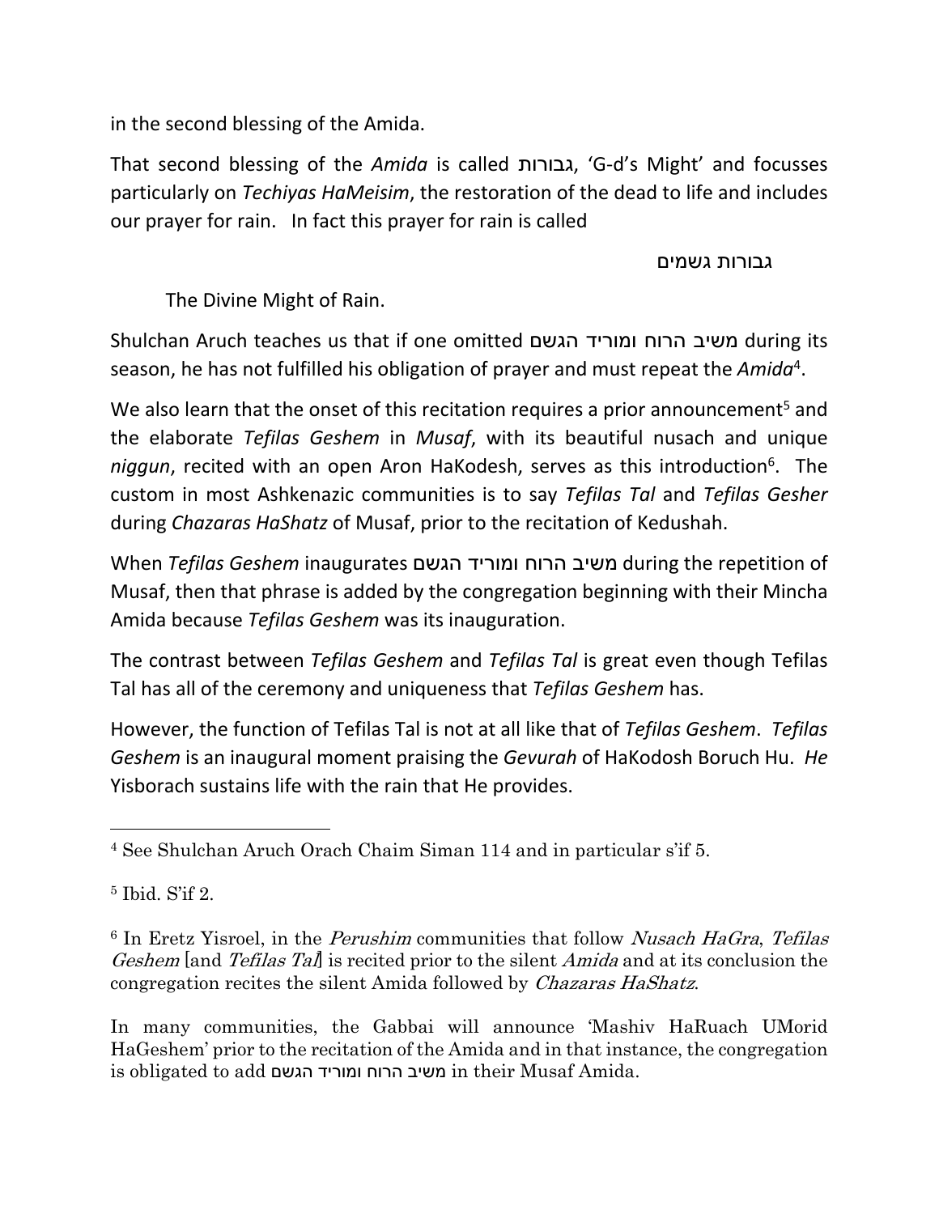in the second blessing of the Amida.

That second blessing of the *Amida* is called גבורות, 'G-d's Might' and focusses particularly on *Techiyas HaMeisim*, the restoration of the dead to life and includes our prayer for rain. In fact this prayer for rain is called

גבורות גשמים

The Divine Might of Rain.

Shulchan Aruch teaches us that if one omitted משיב הרוח ומוריד הגשם during its season, he has not fulfilled his obligation of prayer and must repeat the *Amida*[4].

We also learn that the onset of this recitation requires a prior announcement[5] and the elaborate *Tefilas Geshem* in *Musaf*, with its beautiful nusach and unique *niggun*, recited with an open Aron HaKodesh, serves as this introduction[6]. The custom in most Ashkenazic communities is to say *Tefilas Tal* and *Tefilas Gesher* during *Chazaras HaShatz* of Musaf, prior to the recitation of Kedushah.

When *Tefilas Geshem* inaugurates משיב הרוח ומוריד הגשם during the repetition of Musaf, then that phrase is added by the congregation beginning with their Mincha Amida because *Tefilas Geshem* was its inauguration.

The contrast between *Tefilas Geshem* and *Tefilas Tal* is great even though Tefilas Tal has all of the ceremony and uniqueness that *Tefilas Geshem* has.

However, the function of Tefilas Tal is not at all like that of *Tefilas Geshem*. *Tefilas Geshem* is an inaugural moment praising the *Gevurah* of HaKodosh Boruch Hu. *He* Yisborach sustains life with the rain that He provides.

---

[4] See Shulchan Aruch Orach Chaim Siman 114 and in particular s'if 5.

[5] Ibid. S'if 2.

[6] In Eretz Yisroel, in the *Perushim* communities that follow *Nusach HaGra*, *Tefilas Geshem* [and *Tefilas Tal*] is recited prior to the silent *Amida* and at its conclusion the congregation recites the silent Amida followed by *Chazaras HaShatz*.

In many communities, the Gabbai will announce 'Mashiv HaRuach UMorid HaGeshem' prior to the recitation of the Amida and in that instance, the congregation is obligated to add משיב הרוח ומוריד הגשם in their Musaf Amida.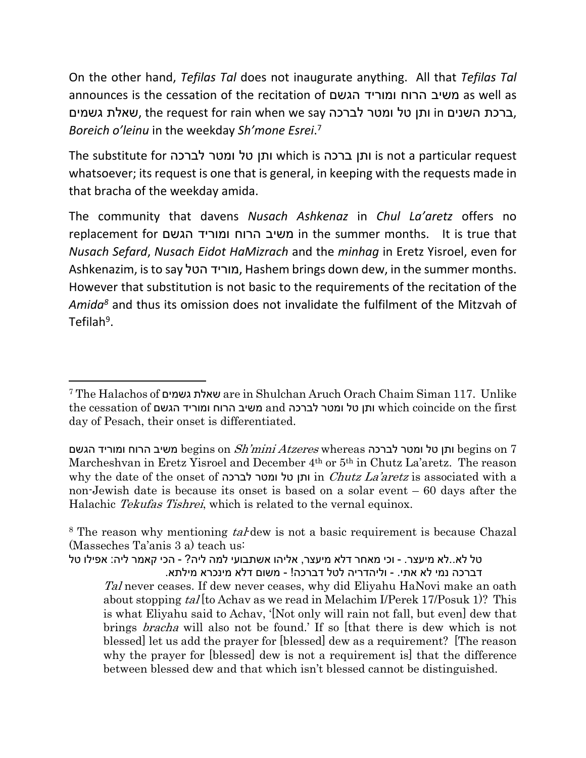On the other hand, *Tefilas Tal* does not inaugurate anything. All that *Tefilas Tal* announces is the cessation of the recitation of משיב הרוח ומוריד הגשם as well as שאלת גשמים, the request for rain when we say ותן טל ומטר לברכה in ברכת השנים, *Boreich o'leinu* in the weekday *Sh'mone Esrei*.[7]

The substitute for ותן טל ומטר לברכה which is ותן ברכה is not a particular request whatsoever; its request is one that is general, in keeping with the requests made in that bracha of the weekday amida.

The community that davens *Nusach Ashkenaz* in *Chul La'aretz* offers no replacement for משיב הרוח ומוריד הגשם in the summer months. It is true that *Nusach Sefard*, *Nusach Eidot HaMizrach* and the *minhag* in Eretz Yisroel, even for Ashkenazim, is to say מוריד הטל, Hashem brings down dew, in the summer months. However that substitution is not basic to the requirements of the recitation of the *Amida*[8] and thus its omission does not invalidate the fulfilment of the Mitzvah of Tefilah[9].

---

[7] The Halachos of שאלת גשמים are in Shulchan Aruch Orach Chaim Siman 117. Unlike the cessation of משיב הרוח ומוריד הגשם and ותן טל ומטר לברכה which coincide on the first day of Pesach, their onset is differentiated.

משיב הרוח ומוריד הגשם begins on *Sh'mini Atzeres* whereas ותן טל ומטר לברכה begins on 7 Marcheshvan in Eretz Yisroel and December 4th or 5th in Chutz La'aretz. The reason why the date of the onset of ותן טל ומטר לברכה in *Chutz La'aretz* is associated with a non-Jewish date is because its onset is based on a solar event – 60 days after the Halachic *Tekufas Tishrei*, which is related to the vernal equinox.

[8] The reason why mentioning *tal*-dew is not a basic requirement is because Chazal (Masseches Ta'anis 3 a) teach us:

> טל לא..לא מיעצר. - וכי מאחר דלא מיעצר, אליהו אשתבועי למה ליה? - הכי קאמר ליה: אפילו טל דברכה נמי לא אתי. - וליהדריה לטל דברכה! - משום דלא מינכרא מילתא.
>
> *Tal* never ceases. If dew never ceases, why did Eliyahu HaNovi make an oath about stopping *tal* [to Achav as we read in Melachim I/Perek 17/Posuk 1)? This is what Eliyahu said to Achav, '[Not only will rain not fall, but even] dew that brings *bracha* will also not be found.' If so [that there is dew which is not blessed] let us add the prayer for [blessed] dew as a requirement? [The reason why the prayer for [blessed] dew is not a requirement is] that the difference between blessed dew and that which isn't blessed cannot be distinguished.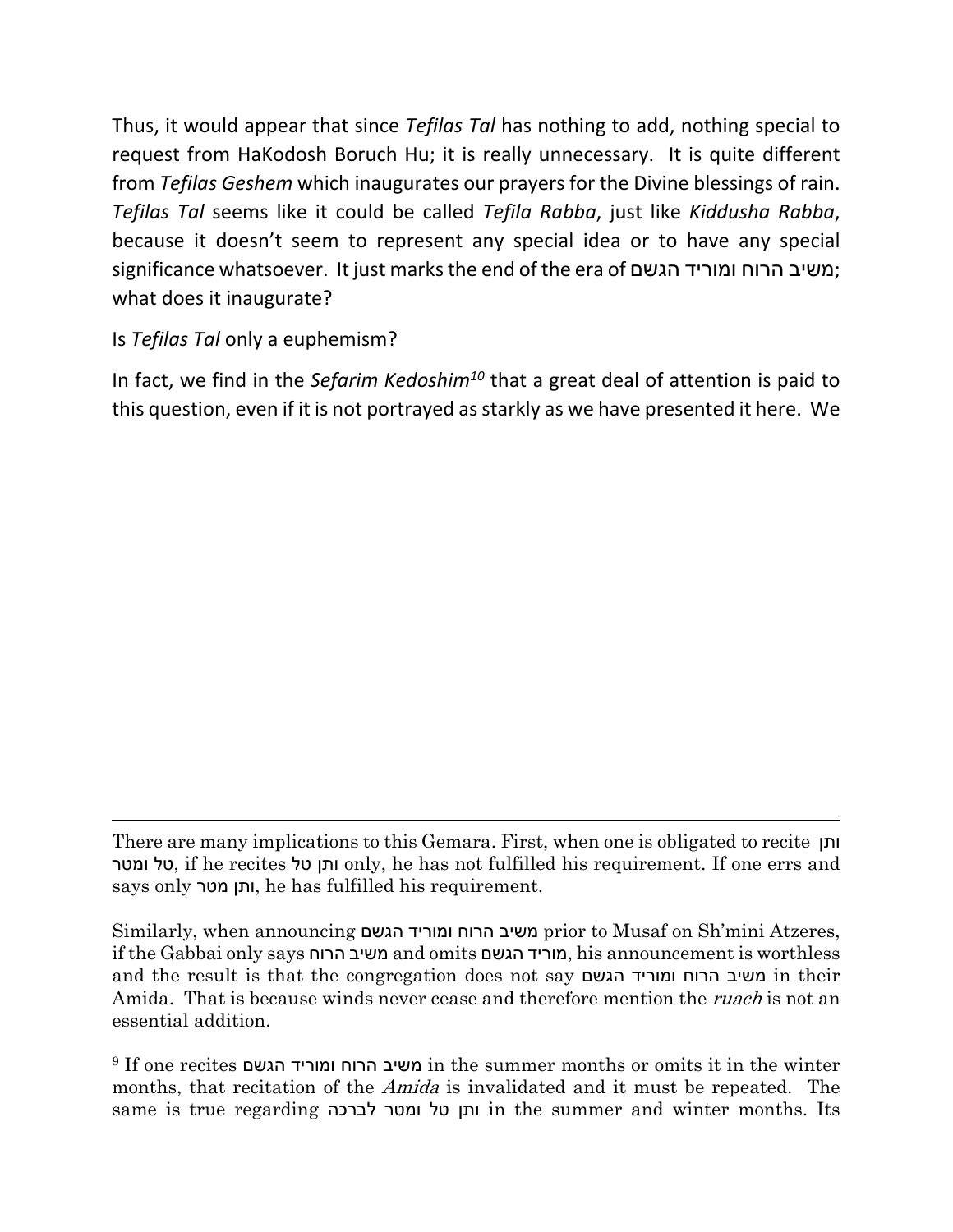Thus, it would appear that since *Tefilas Tal* has nothing to add, nothing special to request from HaKodosh Boruch Hu; it is really unnecessary. It is quite different from *Tefilas Geshem* which inaugurates our prayers for the Divine blessings of rain. *Tefilas Tal* seems like it could be called *Tefila Rabba*, just like *Kiddusha Rabba*, because it doesn't seem to represent any special idea or to have any special significance whatsoever. It just marks the end of the era of משיב הרוח ומוריד הגשם; what does it inaugurate?

Is *Tefilas Tal* only a euphemism?

In fact, we find in the *Sefarim Kedoshim*[10] that a great deal of attention is paid to this question, even if it is not portrayed as starkly as we have presented it here. We

---

There are many implications to this Gemara. First, when one is obligated to recite ותן טל ומטר, if he recites ותן טל only, he has not fulfilled his requirement. If one errs and says only ותן מטר, he has fulfilled his requirement.

Similarly, when announcing משיב הרוח ומוריד הגשם prior to Musaf on Sh'mini Atzeres, if the Gabbai only says משיב הרוח and omits מוריד הגשם, his announcement is worthless and the result is that the congregation does not say משיב הרוח ומוריד הגשם in their Amida. That is because winds never cease and therefore mention the *ruach* is not an essential addition.

[9] If one recites משיב הרוח ומוריד הגשם in the summer months or omits it in the winter months, that recitation of the *Amida* is invalidated and it must be repeated. The same is true regarding ותן טל ומטר לברכה in the summer and winter months. Its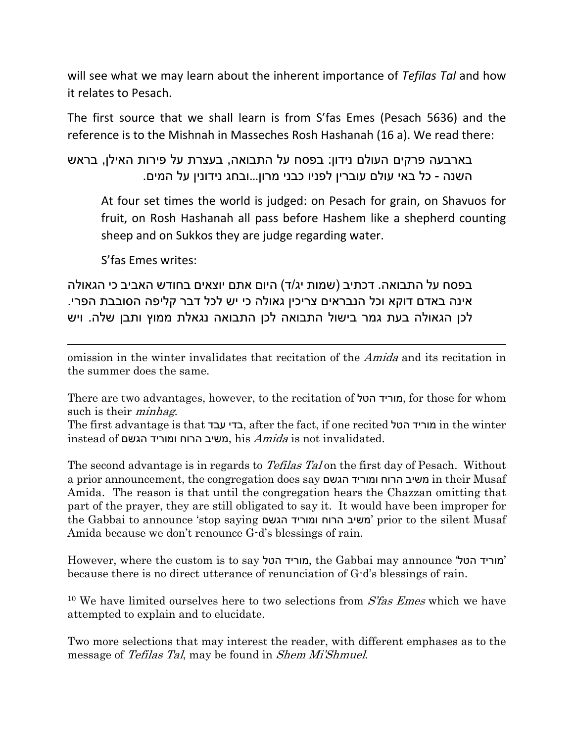will see what we may learn about the inherent importance of *Tefilas Tal* and how it relates to Pesach.

The first source that we shall learn is from S'fas Emes (Pesach 5636) and the reference is to the Mishnah in Masseches Rosh Hashanah (16 a). We read there:

> בארבעה פרקים העולם נידון: בפסח על התבואה, בעצרת על פירות האילן, בראש השנה - כל באי עולם עוברין לפניו כבני מרון...ובחג נידונין על המים.
>
> At four set times the world is judged: on Pesach for grain, on Shavuos for fruit, on Rosh Hashanah all pass before Hashem like a shepherd counting sheep and on Sukkos they are judge regarding water.
>
> S'fas Emes writes:

בפסח על התבואה. דכתיב (שמות יג/ד) היום אתם יוצאים בחודש האביב כי הגאולה אינה באדם דוקא וכל הנבראים צריכין גאולה כי יש לכל דבר קליפה הסובבת הפרי. לכן הגאולה בעת גמר בישול התבואה לכן התבואה נגאלת ממוץ ותבן שלה. ויש

---

omission in the winter invalidates that recitation of the *Amida* and its recitation in the summer does the same.

There are two advantages, however, to the recitation of מוריד הטל, for those for whom such is their *minhag*.

The first advantage is that בדי עבד, after the fact, if one recited מוריד הטל in the winter instead of משיב הרוח ומוריד הגשם, his *Amida* is not invalidated.

The second advantage is in regards to *Tefilas Tal* on the first day of Pesach. Without a prior announcement, the congregation does say משיב הרוח ומוריד הגשם in their Musaf Amida. The reason is that until the congregation hears the Chazzan omitting that part of the prayer, they are still obligated to say it. It would have been improper for the Gabbai to announce 'stop saying משיב הרוח ומוריד הגשם' prior to the silent Musaf Amida because we don't renounce G-d's blessings of rain.

However, where the custom is to say מוריד הטל, the Gabbai may announce 'מוריד הטל' because there is no direct utterance of renunciation of G-d's blessings of rain.

[10] We have limited ourselves here to two selections from *S'fas Emes* which we have attempted to explain and to elucidate.

Two more selections that may interest the reader, with different emphases as to the message of *Tefilas Tal*, may be found in *Shem Mi'Shmuel*.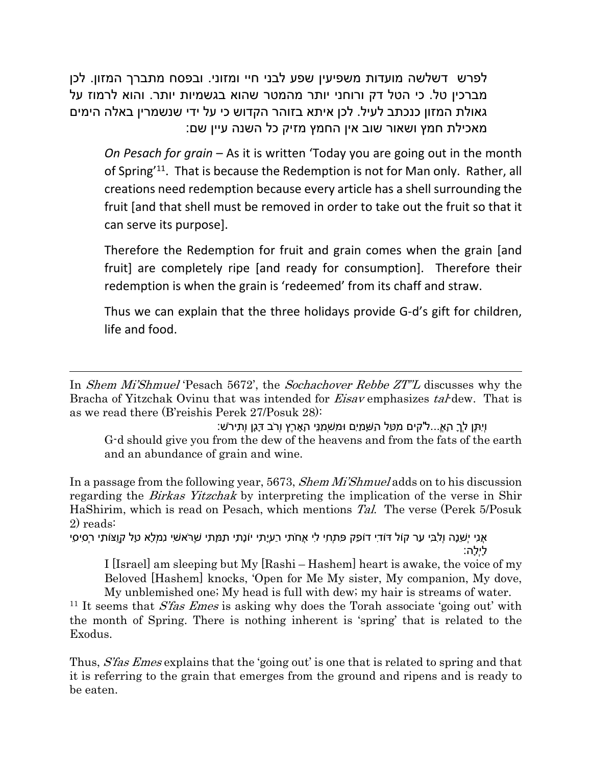לפרש דשלשה מועדות משפיעין שפע לבני חיי ומזוני. ובפסח מתברך המזון. לכן מברכין טל. כי הטל דק ורוחני יותר מהמטר שהוא בגשמיות יותר. והוא לרמוז על גאולת המזון כנכתב לעיל. לכן איתא בזוהר הקדוש כי על ידי שנשמרין באלה הימים מאכילת חמץ ושאור שוב אין החמץ מזיק כל השנה עיין שם:

*On Pesach for grain* – As it is written 'Today you are going out in the month of Spring'[11]. That is because the Redemption is not for Man only. Rather, all creations need redemption because every article has a shell surrounding the fruit [and that shell must be removed in order to take out the fruit so that it can serve its purpose].

Therefore the Redemption for fruit and grain comes when the grain [and fruit] are completely ripe [and ready for consumption]. Therefore their redemption is when the grain is 'redeemed' from its chaff and straw.

Thus we can explain that the three holidays provide G-d's gift for children, life and food.

---

In *Shem Mi'Shmuel* 'Pesach 5672', the *Sochachover Rebbe ZT"L* discusses why the Bracha of Yitzchak Ovinu that was intended for *Eisav* emphasizes *tal*-dew. That is as we read there (B'reishis Perek 27/Posuk 28):

וְיִתֶּן לְךָ הָאֱ...ל"קים מִטַּל הַשָּׁמַיִם וּמִשְׁמַנֵּי הָאָרֶץ וְרֹב דָּגָן וְתִירֹשׁ:

G-d should give you from the dew of the heavens and from the fats of the earth and an abundance of grain and wine.

In a passage from the following year, 5673, *Shem Mi'Shmuel* adds on to his discussion regarding the *Birkas Yitzchak* by interpreting the implication of the verse in Shir HaShirim, which is read on Pesach, which mentions *Tal*. The verse (Perek 5/Posuk 2) reads:

אֲנִי יְשֵׁנָה וְלִבִּי עֵר קוֹל דּוֹדִי דוֹפֵק פִּתְחִי לִי אֲחֹתִי רַעְיָתִי יוֹנָתִי תַמָּתִי שֶׁרֹּאשִׁי נִמְלָא טָל קְוֻצּוֹתַי רְסִיסֵי לָיְלָה:

I [Israel] am sleeping but My [Rashi – Hashem] heart is awake, the voice of my Beloved [Hashem] knocks, 'Open for Me My sister, My companion, My dove, My unblemished one; My head is full with dew; my hair is streams of water.

[11] It seems that *S'fas Emes* is asking why does the Torah associate 'going out' with the month of Spring. There is nothing inherent is 'spring' that is related to the Exodus.

Thus, *S'fas Emes* explains that the 'going out' is one that is related to spring and that it is referring to the grain that emerges from the ground and ripens and is ready to be eaten.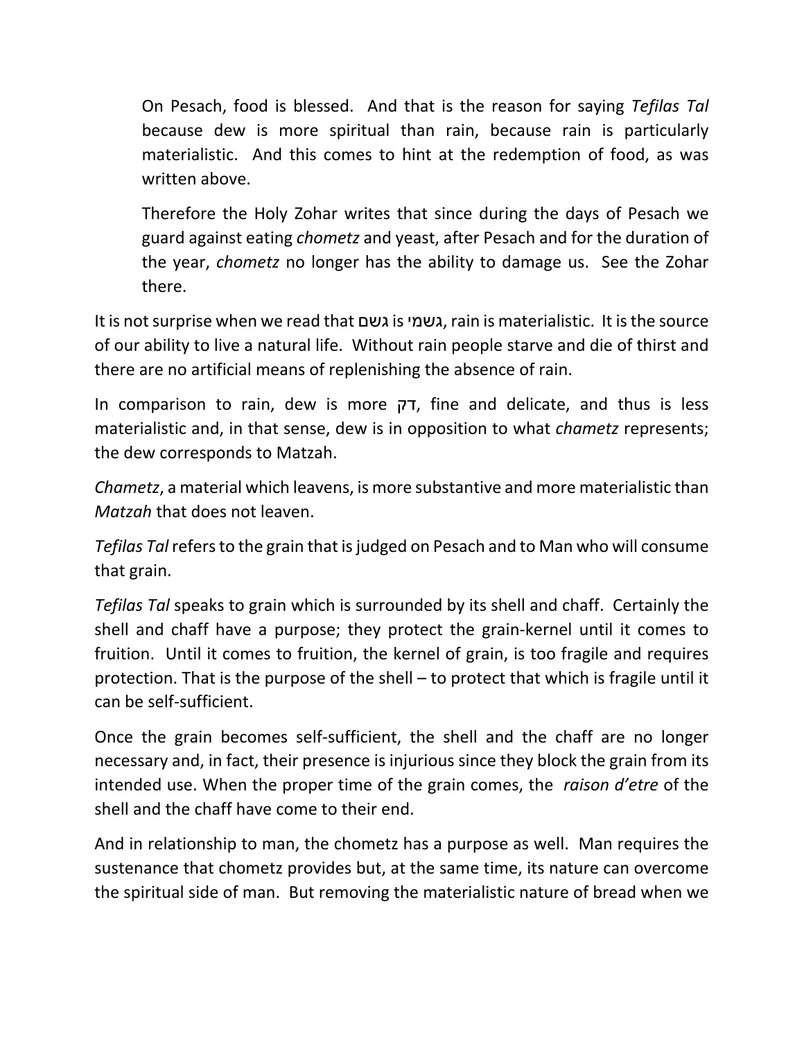> On Pesach, food is blessed. And that is the reason for saying *Tefilas Tal* because dew is more spiritual than rain, because rain is particularly materialistic. And this comes to hint at the redemption of food, as was written above.
>
> Therefore the Holy Zohar writes that since during the days of Pesach we guard against eating *chometz* and yeast, after Pesach and for the duration of the year, *chometz* no longer has the ability to damage us. See the Zohar there.

It is not surprise when we read that גשם is גשמי, rain is materialistic. It is the source of our ability to live a natural life. Without rain people starve and die of thirst and there are no artificial means of replenishing the absence of rain.

In comparison to rain, dew is more דק, fine and delicate, and thus is less materialistic and, in that sense, dew is in opposition to what *chametz* represents; the dew corresponds to Matzah.

*Chametz*, a material which leavens, is more substantive and more materialistic than *Matzah* that does not leaven.

*Tefilas Tal* refers to the grain that is judged on Pesach and to Man who will consume that grain.

*Tefilas Tal* speaks to grain which is surrounded by its shell and chaff. Certainly the shell and chaff have a purpose; they protect the grain-kernel until it comes to fruition. Until it comes to fruition, the kernel of grain, is too fragile and requires protection. That is the purpose of the shell – to protect that which is fragile until it can be self-sufficient.

Once the grain becomes self-sufficient, the shell and the chaff are no longer necessary and, in fact, their presence is injurious since they block the grain from its intended use. When the proper time of the grain comes, the *raison d'etre* of the shell and the chaff have come to their end.

And in relationship to man, the chometz has a purpose as well. Man requires the sustenance that chometz provides but, at the same time, its nature can overcome the spiritual side of man. But removing the materialistic nature of bread when we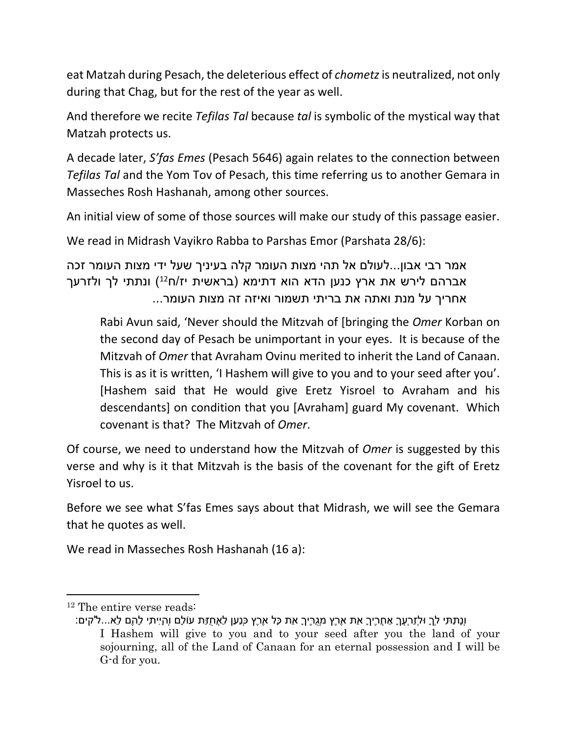eat Matzah during Pesach, the deleterious effect of *chometz* is neutralized, not only during that Chag, but for the rest of the year as well.

And therefore we recite *Tefilas Tal* because *tal* is symbolic of the mystical way that Matzah protects us.

A decade later, *S'fas Emes* (Pesach 5646) again relates to the connection between *Tefilas Tal* and the Yom Tov of Pesach, this time referring us to another Gemara in Masseches Rosh Hashanah, among other sources.

An initial view of some of those sources will make our study of this passage easier.

We read in Midrash Vayikro Rabba to Parshas Emor (Parshata 28/6):

> אמר רבי אבון...לעולם אל תהי מצות העומר קלה בעיניך שעל ידי מצות העומר זכה אברהם לירש את ארץ כנען הדא הוא דתימא (בראשית יז/ח[12]) ונתתי לך ולזרעך אחריך על מנת ואתה את בריתי תשמור ואיזה זה מצות העומר...
>
> Rabi Avun said, 'Never should the Mitzvah of [bringing the *Omer* Korban on the second day of Pesach be unimportant in your eyes. It is because of the Mitzvah of *Omer* that Avraham Ovinu merited to inherit the Land of Canaan. This is as it is written, 'I Hashem will give to you and to your seed after you'. [Hashem said that He would give Eretz Yisroel to Avraham and his descendants] on condition that you [Avraham] guard My covenant. Which covenant is that? The Mitzvah of *Omer*.

Of course, we need to understand how the Mitzvah of *Omer* is suggested by this verse and why is it that Mitzvah is the basis of the covenant for the gift of Eretz Yisroel to us.

Before we see what S'fas Emes says about that Midrash, we will see the Gemara that he quotes as well.

We read in Masseches Rosh Hashanah (16 a):

---

[12] The entire verse reads:

וְנָתַתִּי לְךָ וּלְזַרְעֲךָ אַחֲרֶיךָ אֵת אֶרֶץ מְגֻרֶיךָ אֵת כָּל אֶרֶץ כְּנַעַן לַאֲחֻזַּת עוֹלָם וְהָיִיתִי לָהֶם לֵא...ל'קים:

I Hashem will give to you and to your seed after you the land of your sojourning, all of the Land of Canaan for an eternal possession and I will be G-d for you.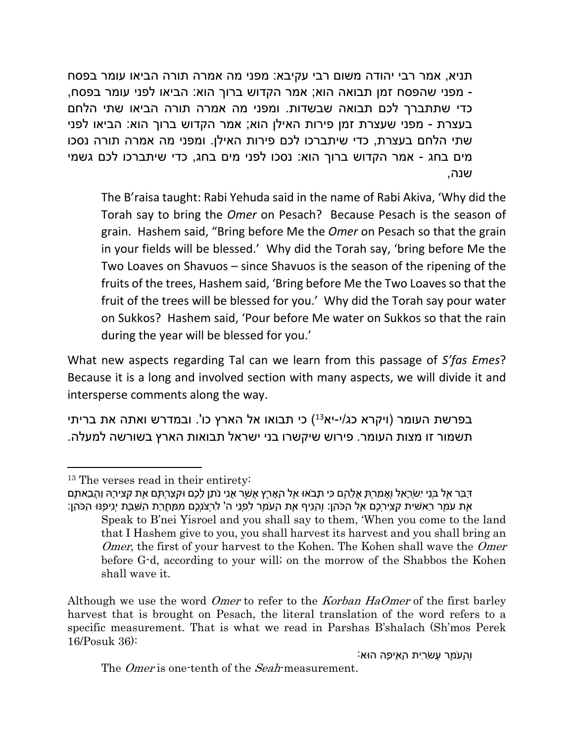תניא, אמר רבי יהודה משום רבי עקיבא: מפני מה אמרה תורה הביאו עומר בפסח - מפני שהפסח זמן תבואה הוא; אמר הקדוש ברוך הוא: הביאו לפני עומר בפסח, כדי שתתברך לכם תבואה שבשדות. ומפני מה אמרה תורה הביאו שתי הלחם בעצרת - מפני שעצרת זמן פירות האילן הוא; אמר הקדוש ברוך הוא: הביאו לפני שתי הלחם בעצרת, כדי שיתברכו לכם פירות האילן. ומפני מה אמרה תורה נסכו מים בחג - אמר הקדוש ברוך הוא: נסכו לפני מים בחג, כדי שיתברכו לכם גשמי שנה,

> The B'raisa taught: Rabi Yehuda said in the name of Rabi Akiva, 'Why did the Torah say to bring the *Omer* on Pesach? Because Pesach is the season of grain. Hashem said, "Bring before Me the *Omer* on Pesach so that the grain in your fields will be blessed.' Why did the Torah say, 'bring before Me the Two Loaves on Shavuos – since Shavuos is the season of the ripening of the fruits of the trees, Hashem said, 'Bring before Me the Two Loaves so that the fruit of the trees will be blessed for you.' Why did the Torah say pour water on Sukkos? Hashem said, 'Pour before Me water on Sukkos so that the rain during the year will be blessed for you.'

What new aspects regarding Tal can we learn from this passage of *S'fas Emes*? Because it is a long and involved section with many aspects, we will divide it and intersperse comments along the way.

בפרשת העומר (ויקרא כג/י-יא[13]) כי תבואו אל הארץ כו'. ובמדרש ואתה את בריתי תשמור זו מצות העומר. פירוש שיקשרו בני ישראל תבואות הארץ בשורשה למעלה.

---

[13] The verses read in their entirety:

דַּבֵּר אֶל בְּנֵי יִשְׂרָאֵל וְאָמַרְתָּ אֲלֵהֶם כִּי תָבֹאוּ אֶל הָאָרֶץ אֲשֶׁר אֲנִי נֹתֵן לָכֶם וּקְצַרְתֶּם אֶת קְצִירָהּ וַהֲבֵאתֶם אֶת עֹמֶר רֵאשִׁית קְצִירְכֶם אֶל הַכֹּהֵן: וְהֵנִיף אֶת הָעֹמֶר לִפְנֵי ה' לִרְצֹנְכֶם מִמָּחֳרַת הַשַּׁבָּת יְנִיפֶנּוּ הַכֹּהֵן:

> Speak to B'nei Yisroel and you shall say to them, 'When you come to the land that I Hashem give to you, you shall harvest its harvest and you shall bring an *Omer*, the first of your harvest to the Kohen. The Kohen shall wave the *Omer* before G-d, according to your will; on the morrow of the Shabbos the Kohen shall wave it.

Although we use the word *Omer* to refer to the *Korban HaOmer* of the first barley harvest that is brought on Pesach, the literal translation of the word refers to a specific measurement. That is what we read in Parshas B'shalach (Sh'mos Perek 16/Posuk 36):

וְהָעֹמֶר עֲשִׂרִית הָאֵיפָה הוּא:

> The *Omer* is one-tenth of the *Seah*-measurement.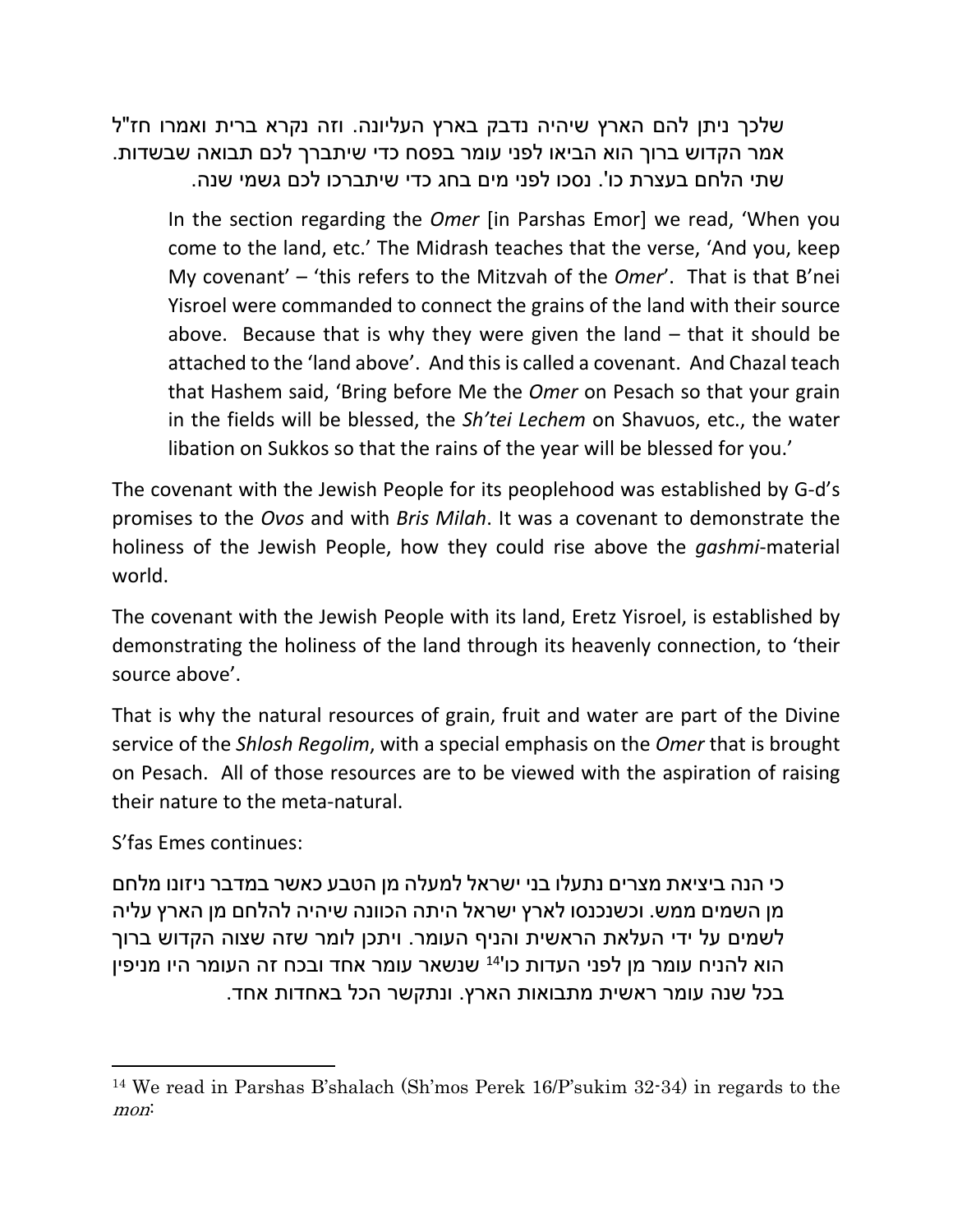שלכך ניתן להם הארץ שיהיה נדבק בארץ העליונה. וזה נקרא ברית ואמרו חז"ל אמר הקדוש ברוך הוא הביאו לפני עומר בפסח כדי שיתברך לכם תבואה שבשדות. שתי הלחם בעצרת כו'. נסכו לפני מים בחג כדי שיתברכו לכם גשמי שנה.

> In the section regarding the *Omer* [in Parshas Emor] we read, 'When you come to the land, etc.' The Midrash teaches that the verse, 'And you, keep My covenant' – 'this refers to the Mitzvah of the *Omer*'. That is that B'nei Yisroel were commanded to connect the grains of the land with their source above. Because that is why they were given the land – that it should be attached to the 'land above'. And this is called a covenant. And Chazal teach that Hashem said, 'Bring before Me the *Omer* on Pesach so that your grain in the fields will be blessed, the *Sh'tei Lechem* on Shavuos, etc., the water libation on Sukkos so that the rains of the year will be blessed for you.'

The covenant with the Jewish People for its peoplehood was established by G-d's promises to the *Ovos* and with *Bris Milah*. It was a covenant to demonstrate the holiness of the Jewish People, how they could rise above the *gashmi*-material world.

The covenant with the Jewish People with its land, Eretz Yisroel, is established by demonstrating the holiness of the land through its heavenly connection, to 'their source above'.

That is why the natural resources of grain, fruit and water are part of the Divine service of the *Shlosh Regolim*, with a special emphasis on the *Omer* that is brought on Pesach. All of those resources are to be viewed with the aspiration of raising their nature to the meta-natural.

S'fas Emes continues:

כי הנה ביציאת מצרים נתעלו בני ישראל למעלה מן הטבע כאשר במדבר ניזונו מלחם מן השמים ממש. וכשנכנסו לארץ ישראל היתה הכוונה שיהיה להלחם מן הארץ עליה לשמים על ידי העלאת הראשית והניף העומר. ויתכן לומר שזה שצוה הקדוש ברוך הוא להניח עומר מן לפני העדות כו'[14] שנשאר עומר אחד ובכח זה העומר היו מניפין בכל שנה עומר ראשית מתבואות הארץ. ונתקשר הכל באחדות אחד.

---

[14] We read in Parshas B'shalach (Sh'mos Perek 16/P'sukim 32-34) in regards to the *mon*: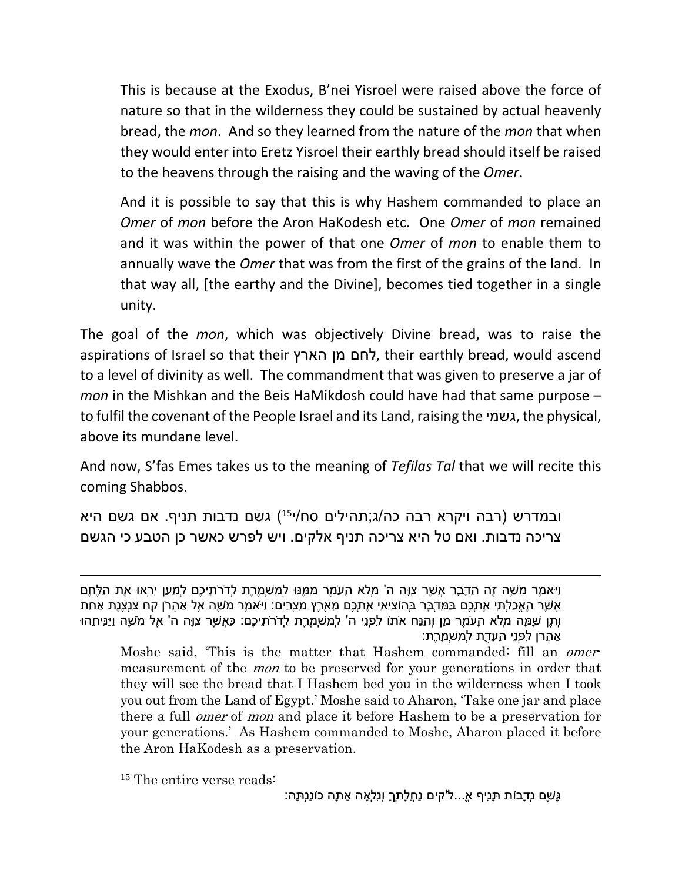> This is because at the Exodus, B'nei Yisroel were raised above the force of nature so that in the wilderness they could be sustained by actual heavenly bread, the *mon*. And so they learned from the nature of the *mon* that when they would enter into Eretz Yisroel their earthly bread should itself be raised to the heavens through the raising and the waving of the *Omer*.
>
> And it is possible to say that this is why Hashem commanded to place an *Omer* of *mon* before the Aron HaKodesh etc. One *Omer* of *mon* remained and it was within the power of that one *Omer* of *mon* to enable them to annually wave the *Omer* that was from the first of the grains of the land. In that way all, [the earthy and the Divine], becomes tied together in a single unity.

The goal of the *mon*, which was objectively Divine bread, was to raise the aspirations of Israel so that their לחם מן הארץ, their earthly bread, would ascend to a level of divinity as well. The commandment that was given to preserve a jar of *mon* in the Mishkan and the Beis HaMikdosh could have had that same purpose – to fulfil the covenant of the People Israel and its Land, raising the גשמי, the physical, above its mundane level.

And now, S'fas Emes takes us to the meaning of *Tefilas Tal* that we will recite this coming Shabbos.

ובמדרש (רבה ויקרא רבה כה/ג;תהילים סח/י[15]) גשם נדבות תניף. אם גשם היא צריכה נדבות. ואם טל היא צריכה תניף אלקים. ויש לפרש כאשר כן הטבע כי הגשם

---

וַיֹּאמֶר מֹשֶׁה זֶה הַדָּבָר אֲשֶׁר צִוָּה ה' מְלֹא הָעֹמֶר מִמֶּנּוּ לְמִשְׁמֶרֶת לְדֹרֹתֵיכֶם לְמַעַן יִרְאוּ אֶת הַלֶּחֶם אֲשֶׁר הֶאֱכַלְתִּי אֶתְכֶם בַּמִּדְבָּר בְּהוֹצִיאִי אֶתְכֶם מֵאֶרֶץ מִצְרָיִם: וַיֹּאמֶר מֹשֶׁה אֶל אַהֲרֹן קַח צִנְצֶנֶת אַחַת וְתֶן שָׁמָּה מְלֹא הָעֹמֶר מָן וְהַנַּח אֹתוֹ לִפְנֵי ה' לְמִשְׁמֶרֶת לְדֹרֹתֵיכֶם: כַּאֲשֶׁר צִוָּה ה' אֶל מֹשֶׁה וַיַּנִּיחֵהוּ אַהֲרֹן לִפְנֵי הָעֵדֻת לְמִשְׁמָרֶת:

> Moshe said, 'This is the matter that Hashem commanded: fill an *omer*-measurement of the *mon* to be preserved for your generations in order that they will see the bread that I Hashem bed you in the wilderness when I took you out from the Land of Egypt.' Moshe said to Aharon, 'Take one jar and place there a full *omer* of *mon* and place it before Hashem to be a preservation for your generations.' As Hashem commanded to Moshe, Aharon placed it before the Aron HaKodesh as a preservation.

[15] The entire verse reads:

גֶּשֶׁם נְדָבוֹת תָּנִיף אֱ...לֹ'קִים נַחֲלָתְךָ וְנִלְאָה אַתָּה כוֹנַנְתָּהּ: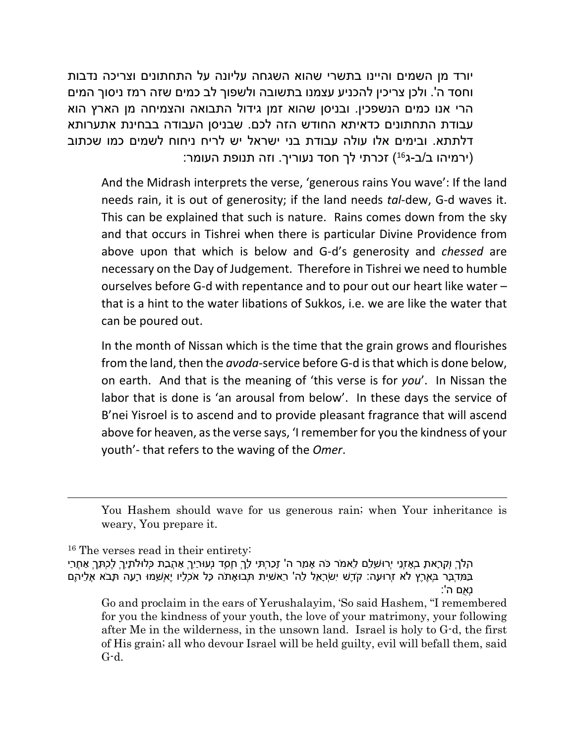יורד מן השמים והיינו בתשרי שהוא השגחה עליונה על התחתונים וצריכה נדבות וחסד ה'. ולכן צריכין להכניע עצמנו בתשובה ולשפוך לב כמים שזה רמז ניסוך המים הרי אנו כמים הנשפכין. ובניסן שהוא זמן גידול התבואה והצמיחה מן הארץ הוא עבודת התחתונים כדאיתא החודש הזה לכם. שבניסן העבודה בבחינת אתערותא דלתתא. ובימים אלו עולה עבודת בני ישראל יש לריח ניחוח לשמים כמו שכתוב (ירמיהו ב/ב-ג[16]) זכרתי לך חסד נעוריך. וזה תנופת העומר:

> And the Midrash interprets the verse, 'generous rains You wave': If the land needs rain, it is out of generosity; if the land needs *tal*-dew, G-d waves it. This can be explained that such is nature. Rains comes down from the sky and that occurs in Tishrei when there is particular Divine Providence from above upon that which is below and G-d's generosity and *chessed* are necessary on the Day of Judgement. Therefore in Tishrei we need to humble ourselves before G-d with repentance and to pour out our heart like water – that is a hint to the water libations of Sukkos, i.e. we are like the water that can be poured out.
>
> In the month of Nissan which is the time that the grain grows and flourishes from the land, then the *avoda*-service before G-d is that which is done below, on earth. And that is the meaning of 'this verse is for *you*'. In Nissan the labor that is done is 'an arousal from below'. In these days the service of B'nei Yisroel is to ascend and to provide pleasant fragrance that will ascend above for heaven, as the verse says, 'I remember for you the kindness of your youth'- that refers to the waving of the *Omer*.

---

You Hashem should wave for us generous rain; when Your inheritance is weary, You prepare it.

[16] The verses read in their entirety:

הָלֹךְ וְקָרָאתָ בְאָזְנֵי יְרוּשָׁלַם לֵאמֹר כֹּה אָמַר ה' זָכַרְתִּי לָךְ חֶסֶד נְעוּרַיִךְ אַהֲבַת כְּלוּלֹתָיִךְ לֶכְתֵּךְ אַחֲרַי בַּמִּדְבָּר בְּאֶרֶץ לֹא זְרוּעָה: קֹדֶשׁ יִשְׂרָאֵל לַה' רֵאשִׁית תְּבוּאָתֹה כָּל אֹכְלָיו יֶאְשָׁמוּ רָעָה תָּבֹא אֲלֵיהֶם נְאֻם ה':

Go and proclaim in the ears of Yerushalayim, 'So said Hashem, "I remembered for you the kindness of your youth, the love of your matrimony, your following after Me in the wilderness, in the unsown land. Israel is holy to G-d, the first of His grain; all who devour Israel will be held guilty, evil will befall them, said G-d.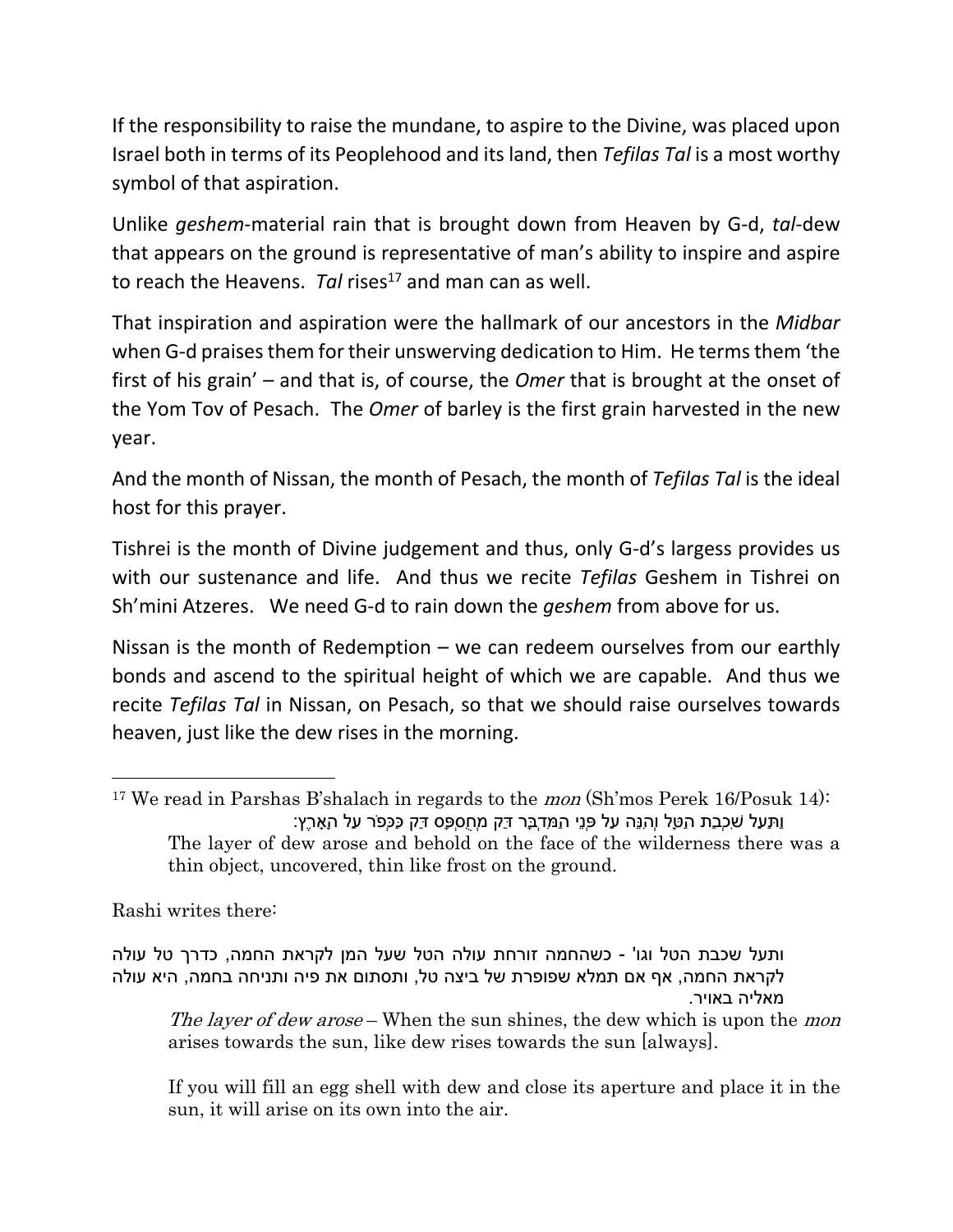If the responsibility to raise the mundane, to aspire to the Divine, was placed upon Israel both in terms of its Peoplehood and its land, then *Tefilas Tal* is a most worthy symbol of that aspiration.

Unlike *geshem*-material rain that is brought down from Heaven by G-d, *tal*-dew that appears on the ground is representative of man's ability to inspire and aspire to reach the Heavens. *Tal* rises[17] and man can as well.

That inspiration and aspiration were the hallmark of our ancestors in the *Midbar* when G-d praises them for their unswerving dedication to Him. He terms them 'the first of his grain' – and that is, of course, the *Omer* that is brought at the onset of the Yom Tov of Pesach. The *Omer* of barley is the first grain harvested in the new year.

And the month of Nissan, the month of Pesach, the month of *Tefilas Tal* is the ideal host for this prayer.

Tishrei is the month of Divine judgement and thus, only G-d's largess provides us with our sustenance and life. And thus we recite *Tefilas* Geshem in Tishrei on Sh'mini Atzeres. We need G-d to rain down the *geshem* from above for us.

Nissan is the month of Redemption – we can redeem ourselves from our earthly bonds and ascend to the spiritual height of which we are capable. And thus we recite *Tefilas Tal* in Nissan, on Pesach, so that we should raise ourselves towards heaven, just like the dew rises in the morning.

---

[17] We read in Parshas B'shalach in regards to the *mon* (Sh'mos Perek 16/Posuk 14):

וַתַּעַל שִׁכְבַת הַטָּל וְהִנֵּה עַל פְּנֵי הַמִּדְבָּר דַּק מְחֻסְפָּס דַּק כַּכְּפֹר עַל הָאָרֶץ:

The layer of dew arose and behold on the face of the wilderness there was a thin object, uncovered, thin like frost on the ground.

Rashi writes there:

ותעל שכבת הטל וגו' - כשהחמה זורחת עולה הטל שעל המן לקראת החמה, כדרך טל עולה לקראת החמה, אף אם תמלא שפופרת של ביצה טל, ותסתום את פיה ותניחה בחמה, היא עולה מאליה באויר.

*The layer of dew arose* – When the sun shines, the dew which is upon the *mon* arises towards the sun, like dew rises towards the sun [always].

If you will fill an egg shell with dew and close its aperture and place it in the sun, it will arise on its own into the air.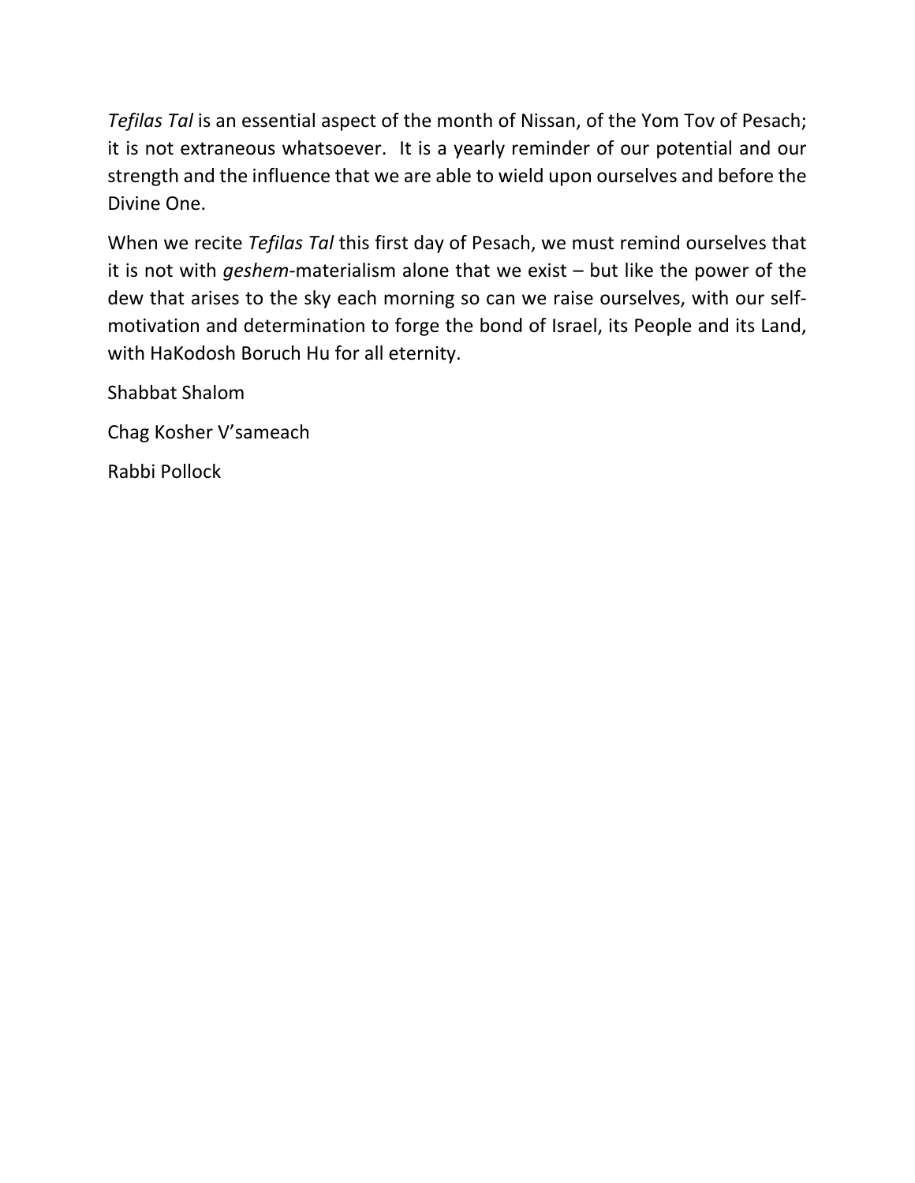*Tefilas Tal* is an essential aspect of the month of Nissan, of the Yom Tov of Pesach; it is not extraneous whatsoever. It is a yearly reminder of our potential and our strength and the influence that we are able to wield upon ourselves and before the Divine One.

When we recite *Tefilas Tal* this first day of Pesach, we must remind ourselves that it is not with *geshem*-materialism alone that we exist – but like the power of the dew that arises to the sky each morning so can we raise ourselves, with our self-motivation and determination to forge the bond of Israel, its People and its Land, with HaKodosh Boruch Hu for all eternity.

Shabbat Shalom

Chag Kosher V'sameach

Rabbi Pollock